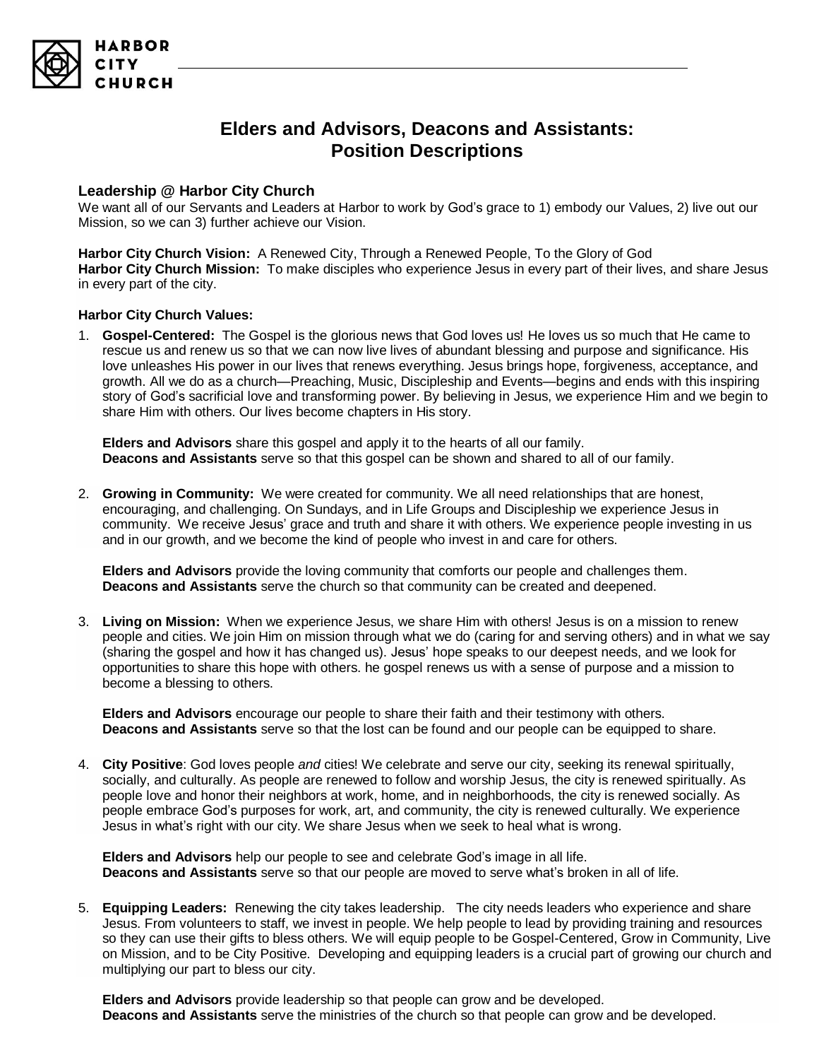# Elders and Advisors, Deacons and Assistants: Position Descriptions

### Leadership @ Harbor City Church

We want all of our Servants and Leaders at Harbor to work by God's grace to 1) embody our Values, 2) live out our Mission, so we can 3) further achieve our Vision.

**Harbor City Church Vision:** A Renewed City, Through a Renewed People, To the Glory of God
**Harbor City Church Mission:** To make disciples who experience Jesus in every part of their lives, and share Jesus in every part of the city.

**Harbor City Church Values:**

1. **Gospel-Centered:** The Gospel is the glorious news that God loves us! He loves us so much that He came to rescue us and renew us so that we can now live lives of abundant blessing and purpose and significance. His love unleashes His power in our lives that renews everything. Jesus brings hope, forgiveness, acceptance, and growth. All we do as a church—Preaching, Music, Discipleship and Events—begins and ends with this inspiring story of God's sacrificial love and transforming power. By believing in Jesus, we experience Him and we begin to share Him with others. Our lives become chapters in His story.

   **Elders and Advisors** share this gospel and apply it to the hearts of all our family.
   **Deacons and Assistants** serve so that this gospel can be shown and shared to all of our family.

2. **Growing in Community:** We were created for community. We all need relationships that are honest, encouraging, and challenging. On Sundays, and in Life Groups and Discipleship we experience Jesus in community. We receive Jesus' grace and truth and share it with others. We experience people investing in us and in our growth, and we become the kind of people who invest in and care for others.

   **Elders and Advisors** provide the loving community that comforts our people and challenges them.
   **Deacons and Assistants** serve the church so that community can be created and deepened.

3. **Living on Mission:** When we experience Jesus, we share Him with others! Jesus is on a mission to renew people and cities. We join Him on mission through what we do (caring for and serving others) and in what we say (sharing the gospel and how it has changed us). Jesus' hope speaks to our deepest needs, and we look for opportunities to share this hope with others. he gospel renews us with a sense of purpose and a mission to become a blessing to others.

   **Elders and Advisors** encourage our people to share their faith and their testimony with others.
   **Deacons and Assistants** serve so that the lost can be found and our people can be equipped to share.

4. **City Positive**: God loves people *and* cities! We celebrate and serve our city, seeking its renewal spiritually, socially, and culturally. As people are renewed to follow and worship Jesus, the city is renewed spiritually. As people love and honor their neighbors at work, home, and in neighborhoods, the city is renewed socially. As people embrace God's purposes for work, art, and community, the city is renewed culturally. We experience Jesus in what's right with our city. We share Jesus when we seek to heal what is wrong.

   **Elders and Advisors** help our people to see and celebrate God's image in all life.
   **Deacons and Assistants** serve so that our people are moved to serve what's broken in all of life.

5. **Equipping Leaders:** Renewing the city takes leadership. The city needs leaders who experience and share Jesus. From volunteers to staff, we invest in people. We help people to lead by providing training and resources so they can use their gifts to bless others. We will equip people to be Gospel-Centered, Grow in Community, Live on Mission, and to be City Positive. Developing and equipping leaders is a crucial part of growing our church and multiplying our part to bless our city.

   **Elders and Advisors** provide leadership so that people can grow and be developed.
   **Deacons and Assistants** serve the ministries of the church so that people can grow and be developed.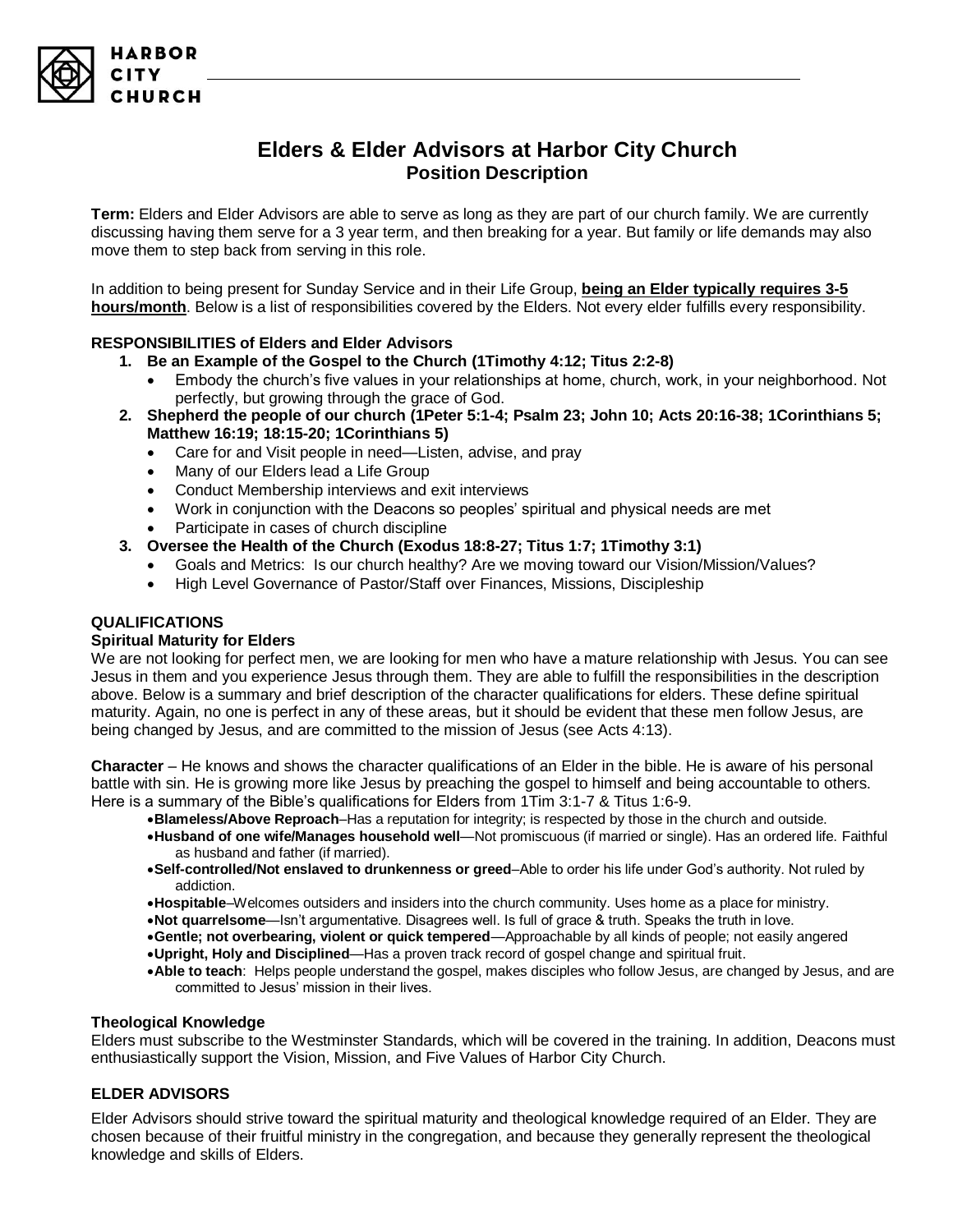# Elders & Elder Advisors at Harbor City Church
## Position Description

**Term:** Elders and Elder Advisors are able to serve as long as they are part of our church family. We are currently discussing having them serve for a 3 year term, and then breaking for a year. But family or life demands may also move them to step back from serving in this role.

In addition to being present for Sunday Service and in their Life Group, **being an Elder typically requires 3-5 hours/month**. Below is a list of responsibilities covered by the Elders. Not every elder fulfills every responsibility.

### RESPONSIBILITIES of Elders and Elder Advisors

1. **Be an Example of the Gospel to the Church (1Timothy 4:12; Titus 2:2-8)**
   - Embody the church's five values in your relationships at home, church, work, in your neighborhood. Not perfectly, but growing through the grace of God.
2. **Shepherd the people of our church (1Peter 5:1-4; Psalm 23; John 10; Acts 20:16-38; 1Corinthians 5; Matthew 16:19; 18:15-20; 1Corinthians 5)**
   - Care for and Visit people in need—Listen, advise, and pray
   - Many of our Elders lead a Life Group
   - Conduct Membership interviews and exit interviews
   - Work in conjunction with the Deacons so peoples' spiritual and physical needs are met
   - Participate in cases of church discipline
3. **Oversee the Health of the Church (Exodus 18:8-27; Titus 1:7; 1Timothy 3:1)**
   - Goals and Metrics: Is our church healthy? Are we moving toward our Vision/Mission/Values?
   - High Level Governance of Pastor/Staff over Finances, Missions, Discipleship

### QUALIFICATIONS

#### Spiritual Maturity for Elders

We are not looking for perfect men, we are looking for men who have a mature relationship with Jesus. You can see Jesus in them and you experience Jesus through them. They are able to fulfill the responsibilities in the description above. Below is a summary and brief description of the character qualifications for elders. These define spiritual maturity. Again, no one is perfect in any of these areas, but it should be evident that these men follow Jesus, are being changed by Jesus, and are committed to the mission of Jesus (see Acts 4:13).

**Character** – He knows and shows the character qualifications of an Elder in the bible. He is aware of his personal battle with sin. He is growing more like Jesus by preaching the gospel to himself and being accountable to others. Here is a summary of the Bible's qualifications for Elders from 1Tim 3:1-7 & Titus 1:6-9.

- **Blameless/Above Reproach**–Has a reputation for integrity; is respected by those in the church and outside.
- **Husband of one wife/Manages household well**—Not promiscuous (if married or single). Has an ordered life. Faithful as husband and father (if married).
- **Self-controlled/Not enslaved to drunkenness or greed**–Able to order his life under God's authority. Not ruled by addiction.
- **Hospitable**–Welcomes outsiders and insiders into the church community. Uses home as a place for ministry.
- **Not quarrelsome**—Isn't argumentative. Disagrees well. Is full of grace & truth. Speaks the truth in love.
- **Gentle; not overbearing, violent or quick tempered**—Approachable by all kinds of people; not easily angered
- **Upright, Holy and Disciplined**—Has a proven track record of gospel change and spiritual fruit.
- **Able to teach**: Helps people understand the gospel, makes disciples who follow Jesus, are changed by Jesus, and are committed to Jesus' mission in their lives.

#### Theological Knowledge

Elders must subscribe to the Westminster Standards, which will be covered in the training. In addition, Deacons must enthusiastically support the Vision, Mission, and Five Values of Harbor City Church.

### ELDER ADVISORS

Elder Advisors should strive toward the spiritual maturity and theological knowledge required of an Elder. They are chosen because of their fruitful ministry in the congregation, and because they generally represent the theological knowledge and skills of Elders.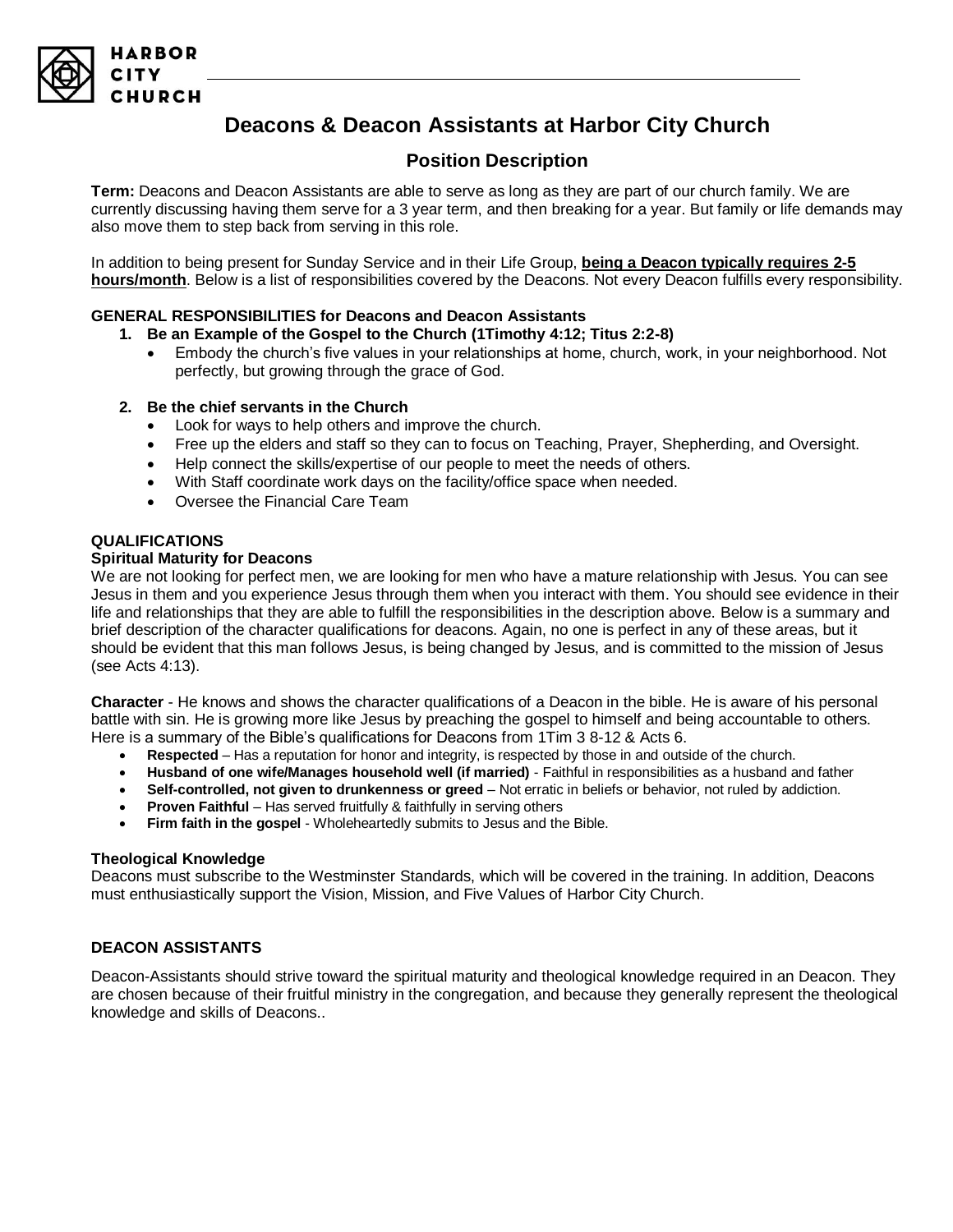# Deacons & Deacon Assistants at Harbor City Church

## Position Description

**Term:** Deacons and Deacon Assistants are able to serve as long as they are part of our church family. We are currently discussing having them serve for a 3 year term, and then breaking for a year. But family or life demands may also move them to step back from serving in this role.

In addition to being present for Sunday Service and in their Life Group, **being a Deacon typically requires 2-5 hours/month**. Below is a list of responsibilities covered by the Deacons. Not every Deacon fulfills every responsibility.

### GENERAL RESPONSIBILITIES for Deacons and Deacon Assistants

1. **Be an Example of the Gospel to the Church (1Timothy 4:12; Titus 2:2-8)**
   - Embody the church's five values in your relationships at home, church, work, in your neighborhood. Not perfectly, but growing through the grace of God.

2. **Be the chief servants in the Church**
   - Look for ways to help others and improve the church.
   - Free up the elders and staff so they can to focus on Teaching, Prayer, Shepherding, and Oversight.
   - Help connect the skills/expertise of our people to meet the needs of others.
   - With Staff coordinate work days on the facility/office space when needed.
   - Oversee the Financial Care Team

### QUALIFICATIONS

**Spiritual Maturity for Deacons**

We are not looking for perfect men, we are looking for men who have a mature relationship with Jesus. You can see Jesus in them and you experience Jesus through them when you interact with them. You should see evidence in their life and relationships that they are able to fulfill the responsibilities in the description above. Below is a summary and brief description of the character qualifications for deacons. Again, no one is perfect in any of these areas, but it should be evident that this man follows Jesus, is being changed by Jesus, and is committed to the mission of Jesus (see Acts 4:13).

**Character** - He knows and shows the character qualifications of a Deacon in the bible. He is aware of his personal battle with sin. He is growing more like Jesus by preaching the gospel to himself and being accountable to others. Here is a summary of the Bible's qualifications for Deacons from 1Tim 3 8-12 & Acts 6.

- **Respected** – Has a reputation for honor and integrity, is respected by those in and outside of the church.
- **Husband of one wife/Manages household well (if married)** - Faithful in responsibilities as a husband and father
- **Self-controlled, not given to drunkenness or greed** – Not erratic in beliefs or behavior, not ruled by addiction.
- **Proven Faithful** – Has served fruitfully & faithfully in serving others
- **Firm faith in the gospel** - Wholeheartedly submits to Jesus and the Bible.

**Theological Knowledge**

Deacons must subscribe to the Westminster Standards, which will be covered in the training. In addition, Deacons must enthusiastically support the Vision, Mission, and Five Values of Harbor City Church.

### DEACON ASSISTANTS

Deacon-Assistants should strive toward the spiritual maturity and theological knowledge required in an Deacon. They are chosen because of their fruitful ministry in the congregation, and because they generally represent the theological knowledge and skills of Deacons..